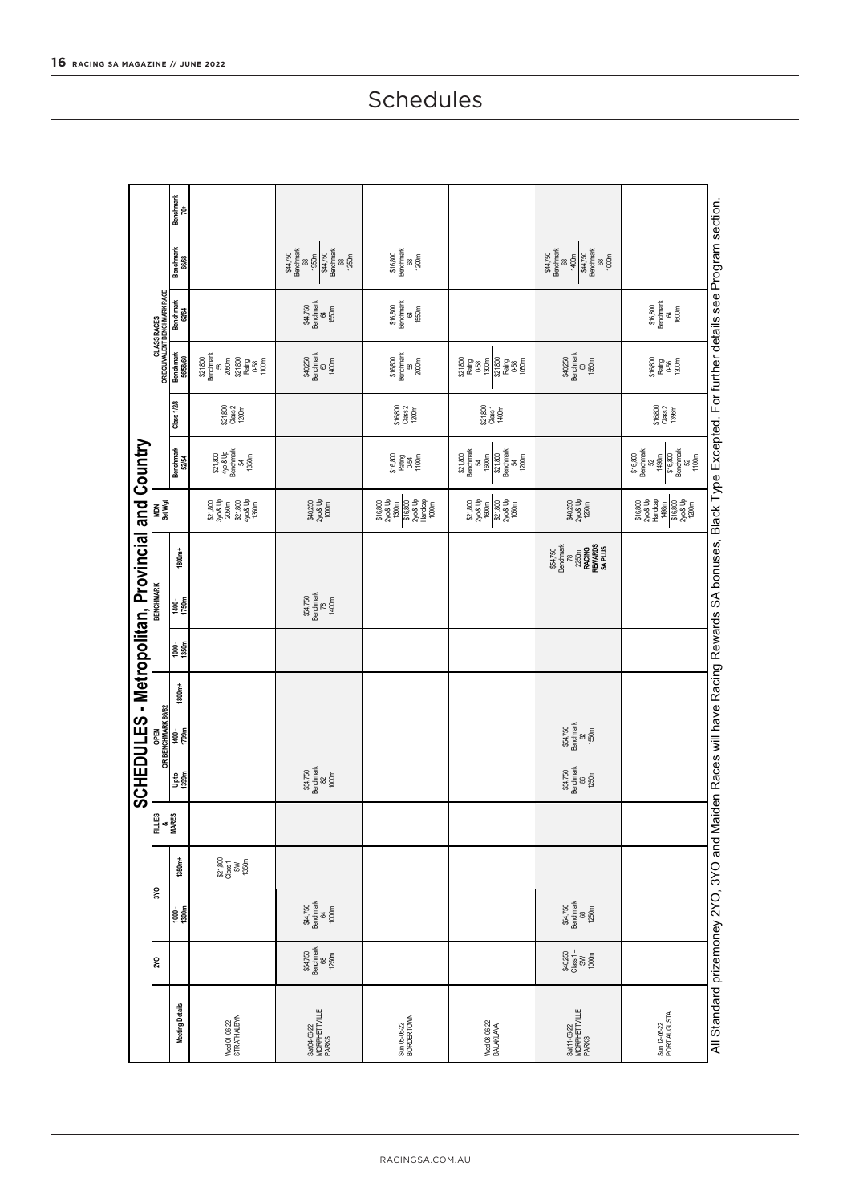# Schedules

## SCHEDULES - Metropolitan, Provincial and Country

| | 2YO | 3YO | | FILLIES & MARES | OPEN OR BENCHMARK 86/82 | | | BENCHMARK 78 | | | MDN Set Wgt | CLASS RACES OR EQUIVALENT BENCHMARK RACE | | | | | |
|---|---|---|---|---|---|---|---|---|---|---|---|---|---|---|---|---|---|
| **Meeting Details** | | **1000 - 1300m** | **1350m+** | | **Upto 1399m** | **1400 - 1799m** | **1800m+** | **1000 - 1350m** | **1400 - 1750m** | **1800m+** | | **Benchmark 52/54** | **Class 1/2/3** | **Benchmark 56/58/60** | **Benchmark 62/64** | **Benchmark 66/68** | **Benchmark 70+** |
| Wed 01-06-22 STRATHALBYN | | | $21,800 Class 1 – SW 1350m | | | | | | | | $21,800 3yo & Up 2050m<br>$21,800 4yo & Up 1350m | $21,800 4yo & Up Benchmark 54 1350m | $21,800 Class 2 1200m | $21,800 Benchmark 58 2050m<br>$21,800 Rating 0-58 1100m | | | |
| Sat 04-06-22 MORPHETTVILLE PARKS | $54,750 Benchmark 68 1250m | $44,750 Benchmark 64 1000m | | | $54,750 Benchmark 82 1000m | | | | $54,750 Benchmark 78 1400m | | $40,250 2yo & Up 1000m | | | $40,250 Benchmark 60 1400m | $44,750 Benchmark 64 1550m | $44,750 Benchmark 68 1550m<br>$44,750 Benchmark 68 1250m | |
| Sun 05-06-22 BORDERTOWN | | | | | | | | | | | $16,800 2yo & Up 1300m<br>$16,800 2yo & Up Handicap 1000m | $16,800 Rating 0-54 1100m | $16,800 Class 2 1200m | $16,800 Benchmark 58 2000m | $16,800 Benchmark 64 1550m | $16,800 Benchmark 68 1200m | |
| Wed 08-06-22 BALAKLAVA | | | | | | | | | | | $21,800 2yo & Up 1600m<br>$21,800 2yo & Up 1050m | $21,800 Benchmark 54 1600m<br>$21,800 Benchmark 54 1200m | $21,800 Class 1 1400m | $21,800 Rating 0-58 1300m<br>$21,800 Rating 0-58 1050m | | | |
| Sat 11-06-22 MORPHETTVILLE PARKS | $40,250 Class 1 – SW 1000m | $54,750 Benchmark 68 1250m | | | $54,750 Benchmark 86 1250m | $54,750 Benchmark 82 1550m | | | | $54,750 Benchmark 78 2250m **RACING REWARDS SA PLUS** | $40,250 2yo & Up 1250m | | | $40,250 Benchmark 60 1550m | | $44,750 Benchmark 68 1400m<br>$44,750 Benchmark 68 1000m | |
| Sun 12-06-22 PORT AUGUSTA | | | | | | | | | | | $16,800 2yo & Up Handicap 1498m<br>$16,800 2yo & Up 1200m | $16,800 Benchmark 52 1498m<br>$16,800 Benchmark 52 1100m | $16,800 Class 2 1398m | $16,800 Rating 0-56 1200m | $16,800 Benchmark 64 1600m | | |

All Standard prizemoney 2YO, 3YO and Maiden Races will have Racing Rewards SA bonuses, Black Type Excepted. For further details see Program section.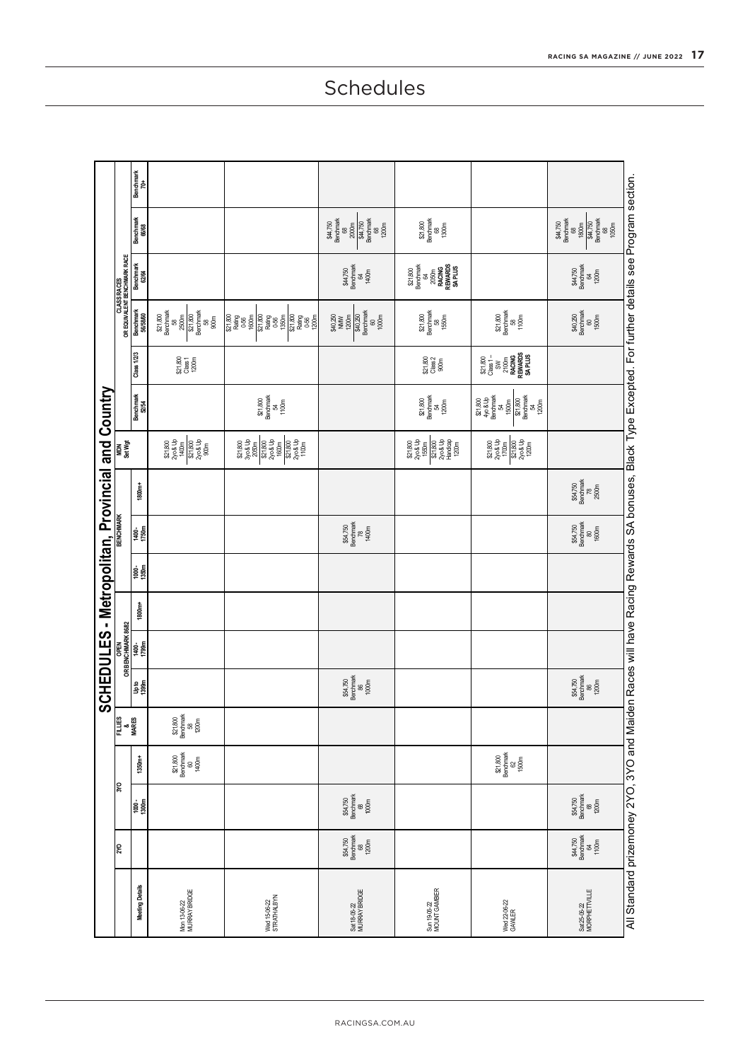# Schedules

## SCHEDULES - Metropolitan, Provincial and Country

| Meeting Details | 2YO | 3YO | | FILLIES & MARES | OPEN OR BENCHMARK 86&82 | | | BENCHMARK | | | MDN Set Wgt | CLASS RACES OR EQUIVALENT BENCHMARK RACE | | | | | |
|---|---|---|---|---|---|---|---|---|---|---|---|---|---|---|---|---|---|
| | | 1000-1300m | 1350m+ | | Up to 1399m | 1400-1799m | 1800m+ | 1000-1350m | 1400-1750m | 1800m+ | | Benchmark 52/54 | Class 1/2/3 | Benchmark 56/58/60 | Benchmark 62/64 | Benchmark 66/68 | Benchmark 70+ |
| Mon 13-06-22 MURRAY BRIDGE | | | $21,800 Benchmark 60 1400m | $21,800 Benchmark 58 1200m | | | | | | | $21,800 2yo & Up 1400m / $21,800 2yo & Up 900m | | $21,800 Class 1 1200m | $21,800 Benchmark 58 2500m / $21,800 Benchmark 58 900m | | | |
| Wed 15-06-22 STRATHALBYN | | | | | | | | | | | $21,800 3yo & Up 2050m / $21,800 2yo & Up 1600m / $21,800 2yo & Up 1100m | $21,800 Benchmark 54 1100m | | $21,800 Rating 0-56 1600m / $21,800 Rating 0-56 1350m / $21,800 Rating 0-56 1200m | | | |
| Sat 18-06-22 MURRAY BRIDGE | $54,750 Benchmark 68 1200m | $54,750 Benchmark 68 1000m | | | $54,750 Benchmark 86 1000m | | | | $54,750 Benchmark 78 1400m | | | | | $40,250 NMW 1200m / $40,250 Benchmark 60 1000m | $44,750 Benchmark 64 1400m | $44,750 Benchmark 68 2000m / $44,750 Benchmark 68 1200m | |
| Sun 19-06-22 MOUNT GAMBIER | | | | | | | | | | | $21,800 2yo & Up 1600m / $21,800 2yo & Up Handicap 1200m | $21,800 Benchmark 54 1200m | $21,800 Class 2 900m | $21,800 Benchmark 58 1550m | $21,800 Benchmark 64 2050m **RACING REWARDS SA PLUS** | $21,800 Benchmark 68 1300m | |
| Wed 22-06-22 GAWLER | | | $21,800 Benchmark 62 1500m | | | | | | | | $21,800 2yo & Up 1700m / $21,800 2yo & Up 1200m | $21,800 4yo & Up Benchmark 54 1500m / $21,800 Benchmark 54 1200m | $21,800 Class 1 – SW 2100m **RACING REWARDS SA PLUS** | $21,800 Benchmark 58 1100m | | | |
| Sat 25-06-22 MORPHETTVILLE | $44,750 Benchmark 64 1100m | $54,750 Benchmark 68 1200m | | | $54,750 Benchmark 86 1200m | | | | $54,750 Benchmark 80 1600m | $54,750 Benchmark 78 2500m | | | | $40,250 Benchmark 60 1500m | $44,750 Benchmark 64 1200m | $44,750 Benchmark 68 1800m / $44,750 Benchmark 68 1050m | |

All Standard prizemoney 2YO, 3YO and Maiden Races will have Racing Rewards SA bonuses, Black Type Excepted. For further details see Program section.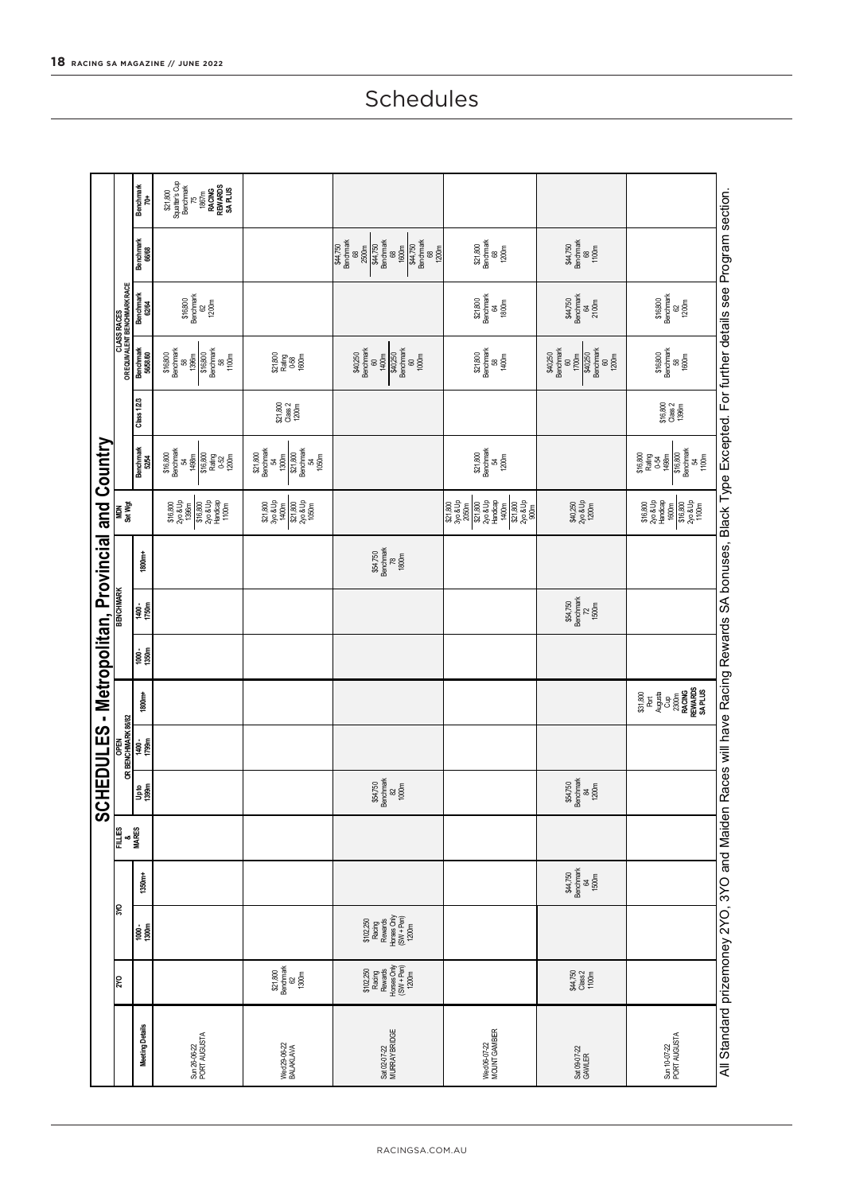# Schedules

## SCHEDULES - Metropolitan, Provincial and Country

| Meeting Details | 2YO | 3YO 1000 - 1300m | 3YO 1350m+ | FILLIES & MARES | OPEN OR BENCHMARK 86/82 Up to 1399m | OPEN OR BENCHMARK 86/82 1400 - 1799m | OPEN OR BENCHMARK 86/82 1800m+ | BENCHMARK 1000 - 1350m | BENCHMARK 1400 - 1750m | BENCHMARK 1800m+ | MDN Set Wgt | Benchmark 52/54 | Class 1/2/3 | CLASS RACES OR EQUIVALENT BENCHMARK RACE Benchmark 56/58/60 | CLASS RACES OR EQUIVALENT BENCHMARK RACE Benchmark 62/64 | Benchmark 66/68 | Benchmark 70+ |
|---|---|---|---|---|---|---|---|---|---|---|---|---|---|---|---|---|---|
| Sun 26-06-22 PORT AUGUSTA | | | | | | | | | | | $16,800 2yo & Up 1399m; $16,800 2yo & Up Handicap 1100m | $16,800 Benchmark 54 1499m; $16,800 Rating 0-52 1200m | | $16,800 Benchmark 58 1399m; $16,800 Benchmark 58 1100m | $16,800 Benchmark 62 1200m | | $21,800 Squatter's Cup Benchmark 75 1867m **RACING REWARDS SA PLUS** |
| Wed 29-06-22 BALAKLAVA | $21,800 Benchmark 62 1300m | | | | | | | | | | $21,800 3yo & Up 1400m; $21,800 2yo & Up 1050m | $21,800 Benchmark 54 1300m; $21,800 Benchmark 54 1050m | $21,800 Class 2 1200m | $21,800 Rating 0-58 1600m | | | |
| Sat 02-07-22 MURRAY BRIDGE | $102,250 Racing Rewards Horses Only (SW + Pen) 1200m | $102,250 Racing Rewards Horses Only (SW + Pen) 1200m | | | $54,750 Benchmark 82 1000m | | | | | $54,750 Benchmark 78 1800m | | | | $40,250 Benchmark 60 1400m; $40,250 Benchmark 60 1000m | | $44,750 Benchmark 68 2500m; $44,750 Benchmark 68 1600m; $44,750 Benchmark 68 1200m | |
| Wed 06-07-22 MOUNT GAMBIER | | | | | | | | | | | $21,800 3yo & Up 2050m; $21,800 2yo & Up Handicap 1400m; $21,800 2yo & Up 900m | $21,800 Benchmark 54 1200m | | $21,800 Benchmark 58 1400m | $21,800 Benchmark 64 1800m | $21,800 Benchmark 68 1200m | |
| Sat 09-07-22 GAWLER | $44,750 Class 2 1100m | | $44,750 Benchmark 64 1500m | | $54,750 Benchmark 84 1200m | | | | $54,750 Benchmark 72 1500m | | $40,250 2yo & Up 1200m | | | $40,250 Benchmark 60 1700m; $40,250 Benchmark 60 1200m | $44,750 Benchmark 64 2100m | $44,750 Benchmark 68 1100m | |
| Sun 10-07-22 PORT AUGUSTA | | | | | | | $31,800 Port Augusta Cup 2300m **RACING REWARDS SA PLUS** | | | | $16,800 2yo & Up Handicap 1600m; $16,800 2yo & Up 1100m | $16,800 Rating 0-54 1499m; $16,800 Benchmark 54 1100m | $16,800 Class 2 1399m | $16,800 Benchmark 58 1600m | $16,800 Benchmark 62 1200m | | |

All Standard prizemoney 2YO, 3YO and Maiden Races will have Racing Rewards SA bonuses, Black Type Excepted. For further details see Program section.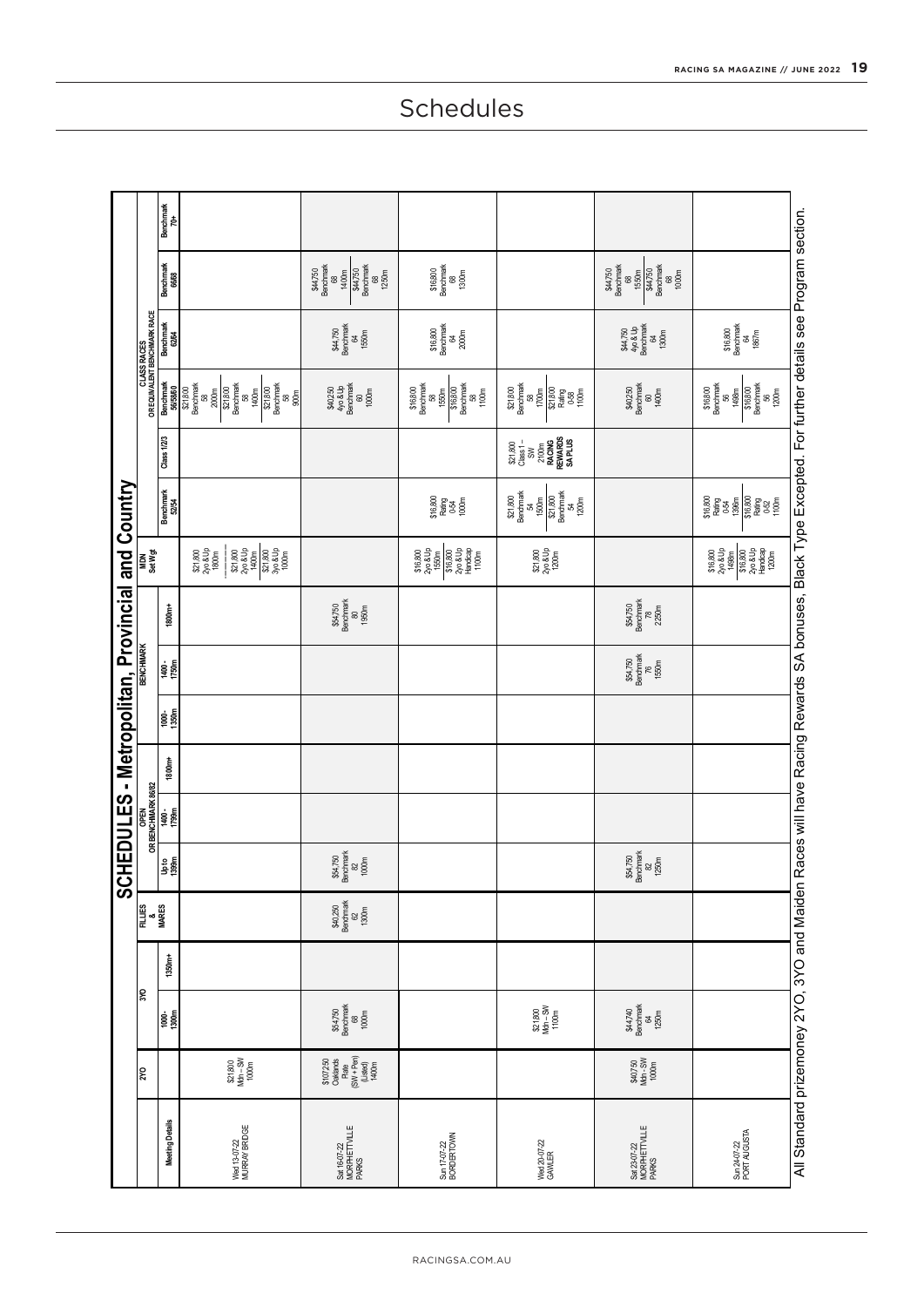# Schedules

## SCHEDULES - Metropolitan, Provincial and Country

| Meeting Details | 2YO | 3YO | | FILLIES & MARES | OPEN OR BENCHMARK 86/82 | | | BENCHMARK | | | MDN Set Wgt | Benchmark 52/54 | CLASS RACES OR EQUIVALENT BENCHMARK RACE | | | | |
|---|---|---|---|---|---|---|---|---|---|---|---|---|---|---|---|---|---|
| | | 1000-1300m | 1350m+ | | Up to 1399m | 1400-1799m | 1800m+ | 1000-1350m | 1400-1750m | 1800m+ | | | Class 1/2/3 | Benchmark 56/58/60 | Benchmark 62/64 | Benchmark 66/68 | Benchmark 70+ |
| Wed 13-07-22 MURRAY BRIDGE | $21,800 Mdn - SW 1000m | | | | | | | | | | $21,800 2yo & Up 1800m<br>$21,800 2yo & Up 1400m<br>$21,800 3yo & Up 1000m | | | $21,800 Benchmark 58 2000m<br>$21,800 Benchmark 58 1400m<br>$21,800 Benchmark 58 900m | | | |
| Sat 16-07-22 MORPHETTVILLE PARKS | $107,250 Oaklands Plate (SW + Pen) (Listed) 1400m | $54,750 Benchmark 68 1000m | | $40,250 Benchmark 62 1300m | $54,750 Benchmark 82 1000m | | | | | $54,750 Benchmark 80 1950m | | | | $40,250 4yo & Up Benchmark 60 1000m | $44,750 Benchmark 64 1550m | $44,750 Benchmark 68 1400m<br>$44,750 Benchmark 68 1250m | |
| Sun 17-07-22 BORDERTOWN | | | | | | | | | | | $16,800 2yo & Up 1550m<br>$16,800 2yo & Up Handicap 1100m | $16,800 Rating 0-54 1000m | | $16,800 Benchmark 58 1550m<br>$16,800 Benchmark 58 1100m | $16,800 Benchmark 64 2000m | $16,800 Benchmark 68 1300m | |
| Wed 20-07-22 GAWLER | | $21,800 Mdn - SW 1100m | | | | | | | | | $21,800 2yo & Up 1200m | $21,800 Benchmark 54 1500m<br>$21,800 Benchmark 54 1200m | $21,800 Class 1 – SW 2100m **RACING REWARDS SA PLUS** | $21,800 Benchmark 58 1700m<br>$21,800 Rating 0-58 1100m | | | |
| Sat 23-07-22 MORPHETTVILLE PARKS | $40,750 Mdn - SW 1000m | $44,740 Benchmark 64 1250m | | | $54,750 Benchmark 82 1250m | | | | $54,750 Benchmark 76 1550m | $54,750 Benchmark 78 2250m | | | | $40,250 Benchmark 60 1400m | $44,750 4yo & Up Benchmark 64 1300m | $44,750 Benchmark 68 1550m<br>$44,750 Benchmark 68 1000m | |
| Sun 24-07-22 PORT AUGUSTA | | | | | | | | | | | $16,800 2yo & Up 1498m<br>$16,800 2yo & Up Handicap 1200m | $16,800 Rating 0-54 1399m<br>$16,800 Rating 0-52 1100m | | $16,800 Benchmark 56 1498m<br>$16,800 Benchmark 56 1200m | $16,800 Benchmark 64 1867m | | |

All Standard prizemoney 2YO, 3YO and Maiden Races will have Racing Rewards SA bonuses, Black Type Excepted. For further details see Program section.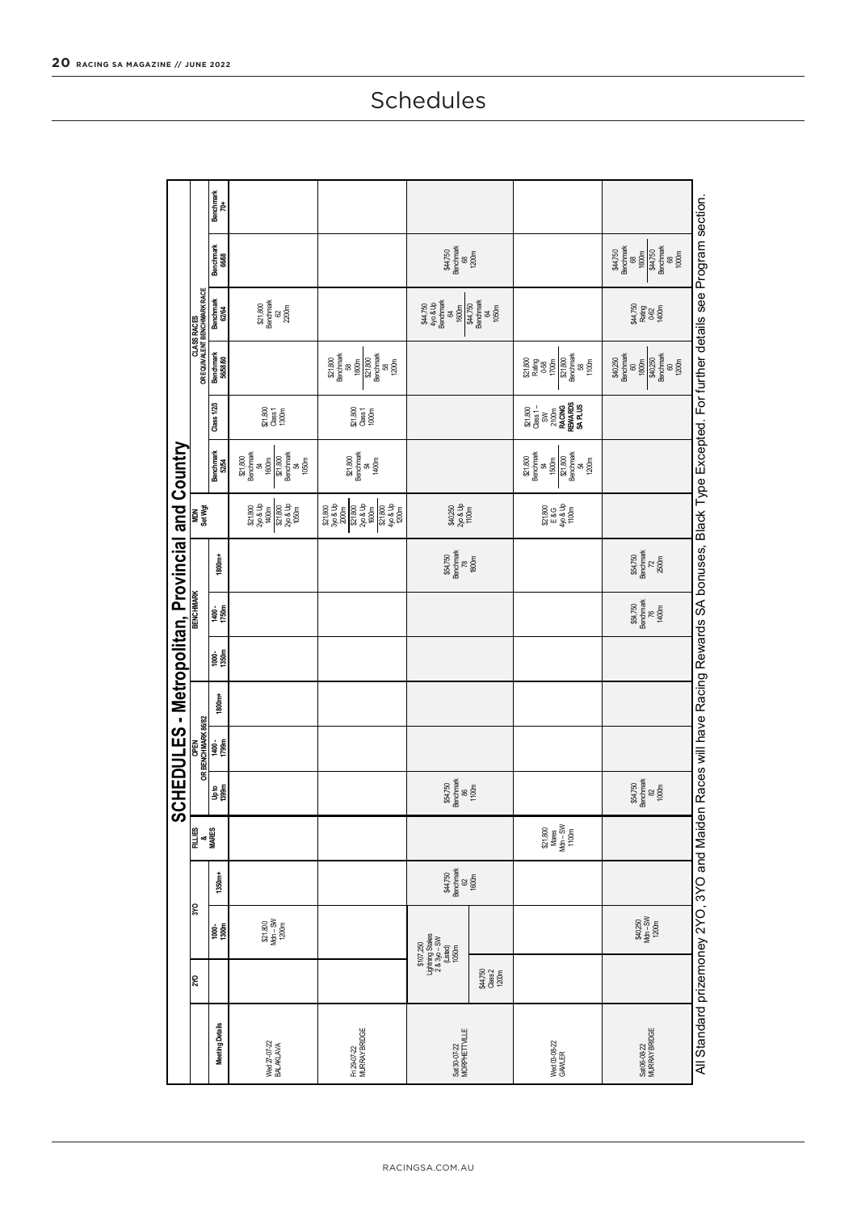# Schedules

## SCHEDULES - Metropolitan, Provincial and Country

| | 2YO | 3YO | | FILLIES & MARES | OPEN OR BENCHMARK 86/82 | | | BENCHMARK | | | MDN Set Wgt | CLASS RACES OR EQUIVALENT BENCHMARK RACE | | | | | |
|---|---|---|---|---|---|---|---|---|---|---|---|---|---|---|---|---|---|
| Meeting Details | | 1000-1300m | 1350m+ | | Up to 1399m | 1400-1799m | 1800m+ | 1000-1350m | 1400-1750m | 1800m+ | | Benchmark 52/54 | Class 1/2/3 | Benchmark 56/58/60 | Benchmark 62/64 | Benchmark 66/68 | Benchmark 70+ |
| Wed 27-07-22 BALAKLAVA | | $21,800 Mdn – SW 1200m | | | | | | | | | $21,800 2yo & Up 1400m / $21,800 2yo & Up 1050m | $21,800 Benchmark 54 1600m / $21,800 Benchmark 54 1050m | $21,800 Class 1 1300m | | $21,800 Benchmark 62 2200m | | |
| Fri 29-07-22 MURRAY BRIDGE | | | | | | | | | | | $21,800 3yo & Up 2000m / $21,800 2yo & Up 1600m / $21,800 4yo & Up 1200m | $21,800 Benchmark 54 1400m | $21,800 Class 1 1000m | $21,800 Benchmark 58 1600m / $21,800 Benchmark 58 1200m | | | |
| Sat 30-07-22 MORPHETTVILLE | $107,250 Lightning Stakes 2 & 3yo – SW (Listed) 1050m / $44,750 Class 2 1200m | $107,250 Lightning Stakes 2 & 3yo – SW (Listed) 1050m | $44,750 Benchmark 62 1600m | | $54,750 Benchmark 86 1100m | | | | | $54,750 Benchmark 78 1800m | $40,250 2yo & Up 1100m | | | | $44,750 4yo & Up Benchmark 64 1600m / $44,750 Benchmark 64 1050m | $44,750 Benchmark 68 1200m | |
| Wed 03-08-22 GAWLER | | | | $21,800 Mares Mdn – SW 1100m | | | | | | | $21,800 F & G 4yo & Up 1100m | $21,800 Benchmark 54 1500m / $21,800 Benchmark 54 1200m | $21,800 Class 1 – SW 2100m **RACING REWARDS SA PLUS** | $21,800 Rating 0-58 1700m / $21,800 Benchmark 58 1100m | | | |
| Sat 06-08-22 MURRAY BRIDGE | | $40,250 Mdn – SW 1200m | | | $54,750 Benchmark 82 1000m | | | | $54,750 Benchmark 76 1400m | $54,750 Benchmark 72 2500m | | | | $40,250 Benchmark 60 1800m / $40,250 Benchmark 60 1200m | $44,750 Rating 0-62 1400m | $44,750 Benchmark 68 1600m / $44,750 Benchmark 68 1000m | |

All Standard prizemoney 2YO, 3YO and Maiden Races will have Racing Rewards SA bonuses, Black Type Excepted. For further details see Program section.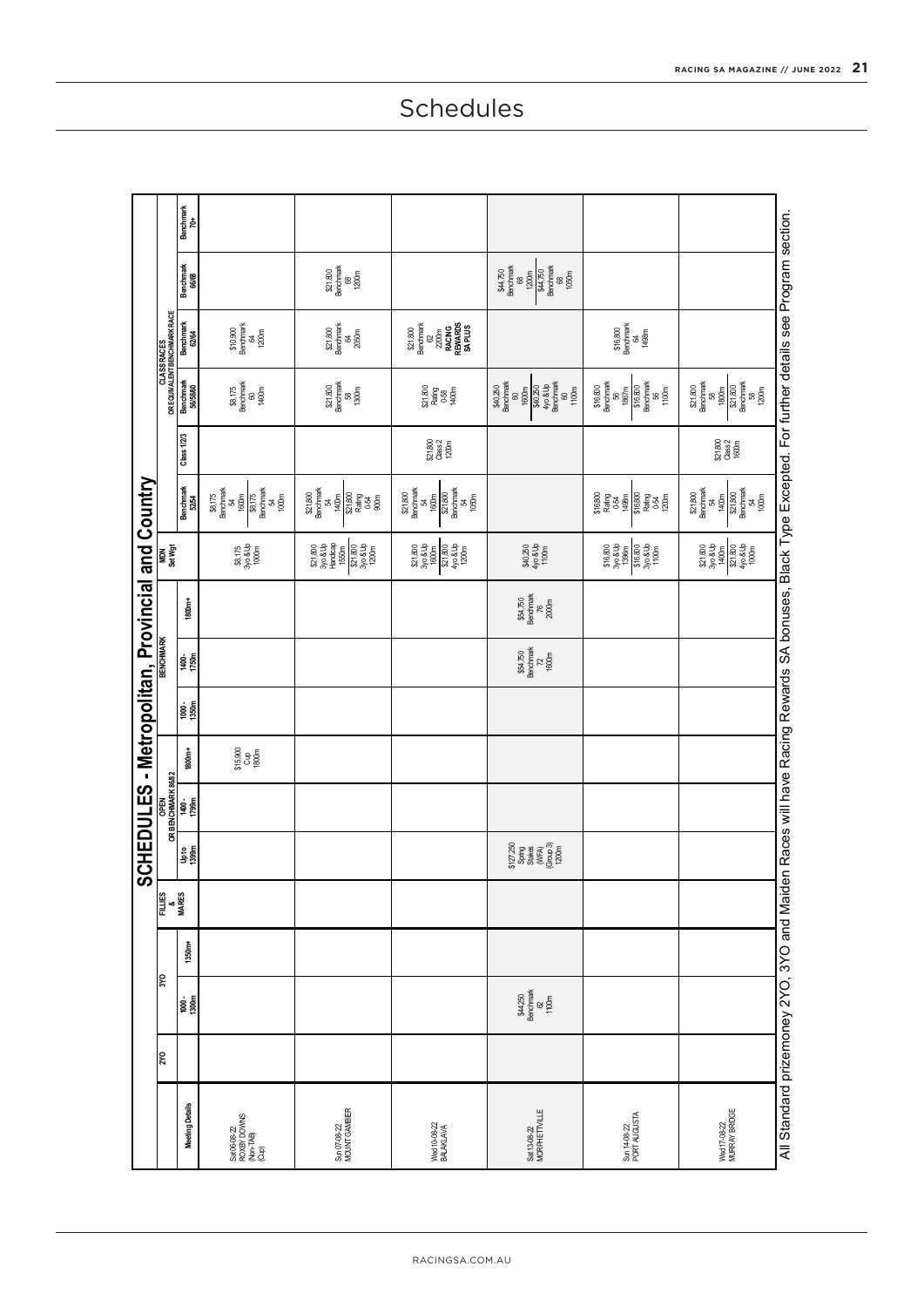# Schedules

## SCHEDULES - Metropolitan, Provincial and Country

| Meeting Details | 2YO | 3YO | | FILLIES & MARES | OPEN OR BENCHMARK 86/82 | | | BENCHMARK | | | MDN Set Wgt | Benchmark 52/54 | Class 1/2/3 | CLASS RACES OR EQUIVALENT BENCHMARK RACE | | | |
|---|---|---|---|---|---|---|---|---|---|---|---|---|---|---|---|---|---|
| | | 1000-1300m | 1350m+ | | Up to 1399m | 1400-1799m | 1800m+ | 1000-1350m | 1400-1750m | 1800m+ | | | | Benchmark 56/58/60 | Benchmark 62/64 | Benchmark 66/68 | Benchmark 70+ |
| Sat 06-08-22 ROXBY DOWNS (Non-TAB) (Cup) | | | | | | | $15,900 Cup 1800m | | | | $8,175 3yo & Up 1000m | $8,175 Benchmark 54 1600m / $8,175 Benchmark 54 1000m | | $8,175 Benchmark 60 1400m | $10,900 Benchmark 64 1200m | | |
| Sun 07-08-22 MOUNT GAMBIER | | | | | | | | | | | $21,800 3yo & Up Handicap 1550m / $21,800 3yo & Up 1200m | $21,800 Benchmark 54 1400m / $21,800 Rating 0-54 900m | | $21,800 Benchmark 58 1300m | $21,800 Benchmark 64 2050m | $21,800 Benchmark 68 1200m | |
| Wed 10-08-22 BALAKLAVA | | | | | | | | | | | $21,800 3yo & Up 1600m / $21,800 4yo & Up 1200m | $21,800 Benchmark 54 1600m / $21,800 Benchmark 54 1050m | $21,800 Class 2 1200m | $21,800 Rating 0-58 1400m | $21,800 Benchmark 62 2200m RACING REWARDS SA PLUS | | |
| Sat 13-08-22 MORPHETTVILLE | | $44,250 Benchmark 62 1100m | | | $127,250 Spring Stakes (WFA) (Group 3) 1200m | | | | $54,750 Benchmark 72 1600m | $54,750 Benchmark 76 2000m | $40,250 4yo & Up 1100m | | | $40,250 Benchmark 60 1600m / $40,250 4yo & Up Benchmark 60 1100m | | $44,750 Benchmark 68 1200m / $44,750 Benchmark 68 1050m | |
| Sun 14-08-22 PORT AUGUSTA | | | | | | | | | | | $16,800 3yo & Up 1396m / $16,800 3yo & Up 1100m | $16,800 Rating 0-54 1498m / $16,800 Rating 0-54 1200m | | $16,800 Benchmark 56 1867m / $16,800 Benchmark 56 1100m | $16,800 Benchmark 64 1498m | | |
| Wed 17-08-22 MURRAY BRIDGE | | | | | | | | | | | $21,800 3yo & Up 1400m / $21,800 4yo & Up 1000m | $21,800 Benchmark 54 1400m / $21,800 Benchmark 54 1000m | $21,800 Class 2 1600m | $21,800 Benchmark 58 1800m / $21,800 Benchmark 58 1200m | | | |

All Standard prizemoney 2YO, 3YO and Maiden Races will have Racing Rewards SA bonuses, Black Type Excepted. For further details see Program section.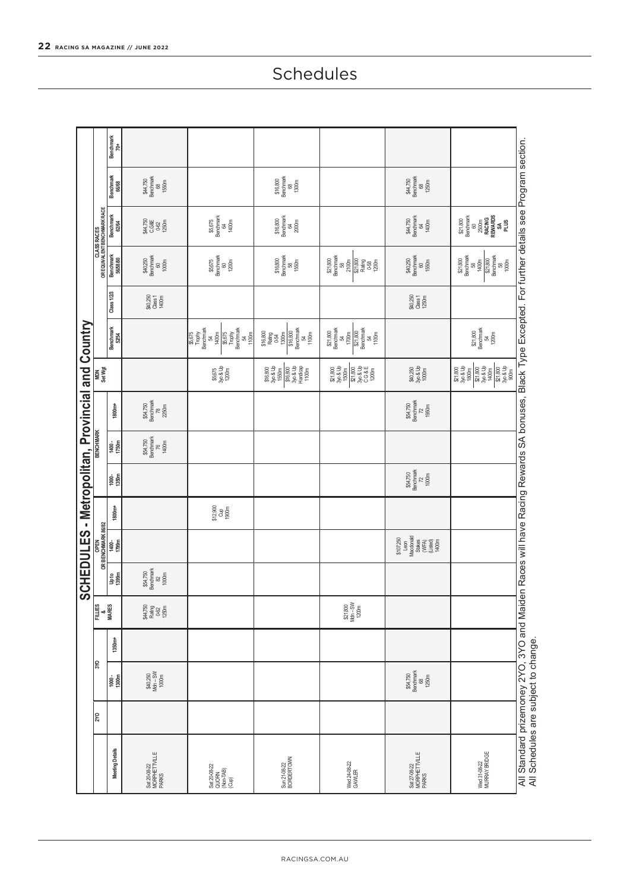# Schedules

## SCHEDULES - Metropolitan, Provincial and Country

| Meeting Details | 2YO | 3YO | | FILLIES & MARES | OPEN OR BENCHMARK 86/82 | | | BENCHMARK | | | MDN Set Wgt | CLASS RACES OR EQUIVALENT BENCHMARK RACE | | | | | |
|---|---|---|---|---|---|---|---|---|---|---|---|---|---|---|---|---|---|
| | | 1000 - 1300m | 1350m+ | | Up to 1399m | 1400 - 1799m | 1800m+ | 1000 - 1300m | 1400 - 1750m | 1800m+ | | Benchmark 52/54 | Class 1/2/3 | Benchmark 56/58/60 | Benchmark 62/64 | Benchmark 66/68 | Benchmark 70+ |
| Sat 20-08-22 MORPHETTVILLE PARKS | | $40,250 Mdn – SW 1000m | | $44,750 Rating 0-62 1250m | $54,750 Benchmark 82 1000m | | | | $54,750 Benchmark 76 1400m | $54,750 Benchmark 78 2250m | | | $40,250 Class 1 1400m | $40,250 Benchmark 60 1000m | $44,750 CG&E 0-62 1250m | $44,750 Benchmark 68 1550m | |
| Sat 20-08-22 QUORN (Non-TAB) (Cup) | | | | | | | $12,900 Cup 1900m | | | | $5,675 3yo & Up 1200m | $5,675 Trophy Benchmark 54 1400m / $5,675 Trophy Benchmark 54 1100m | | $5,675 Benchmark 60 1200m | $5,675 Benchmark 64 1400m | | |
| Sun 21-08-22 BORDERTOWN | | | | | | | | | | | $16,800 3yo & Up 1550m / $16,800 3yo & Up Handicap 1100m | $16,800 Rating 0-54 1300m / $16,800 Benchmark 54 1100m | | $16,800 Benchmark 58 1550m | $16,800 Benchmark 64 2000m | $16,800 Benchmark 68 1300m | |
| Wed 24-08-22 GAWLER | | | | $21,800 Mdn – SW 1200m | | | | | | | $21,800 3yo & Up 1500m / $21,800 3yo & Up CG & E 1200m | $21,800 Benchmark 54 1700m / $21,800 Benchmark 54 1100m | | $21,800 Benchmark 58 2100m / $21,800 Rating 0-58 1200m | | | |
| Sat 27-08-22 MORPHETTVILLE PARKS | | $54,750 Benchmark 68 1250m | | | | $107,250 Leon Macdonald Stakes (WFA) (Listed) 1400m | | $54,750 Benchmark 72 1000m | | $54,750 Benchmark 72 1950m | $40,250 3yo & Up 1000m | | $40,250 Class 1 1250m | $40,250 Benchmark 60 1550m | $44,750 Benchmark 64 1400m | $44,750 Benchmark 68 1250m | |
| Wed 31-08-22 MURRAY BRIDGE | | | | | | | | | | | $21,800 3yo & Up 1800m / $21,800 3yo & Up 1400m / $21,800 3yo & Up 900m | $21,800 Benchmark 54 1200m | | $21,800 Benchmark 58 1400m / $21,800 Benchmark 58 1000m | $21,800 Benchmark 60 2500m **RACING REWARDS SA PLUS** | | |

All Standard prizemoney 2YO, 3YO and Maiden Races will have Racing Rewards SA bonuses, Black Type Excepted. For further details see Program section.
All Schedules are subject to change.